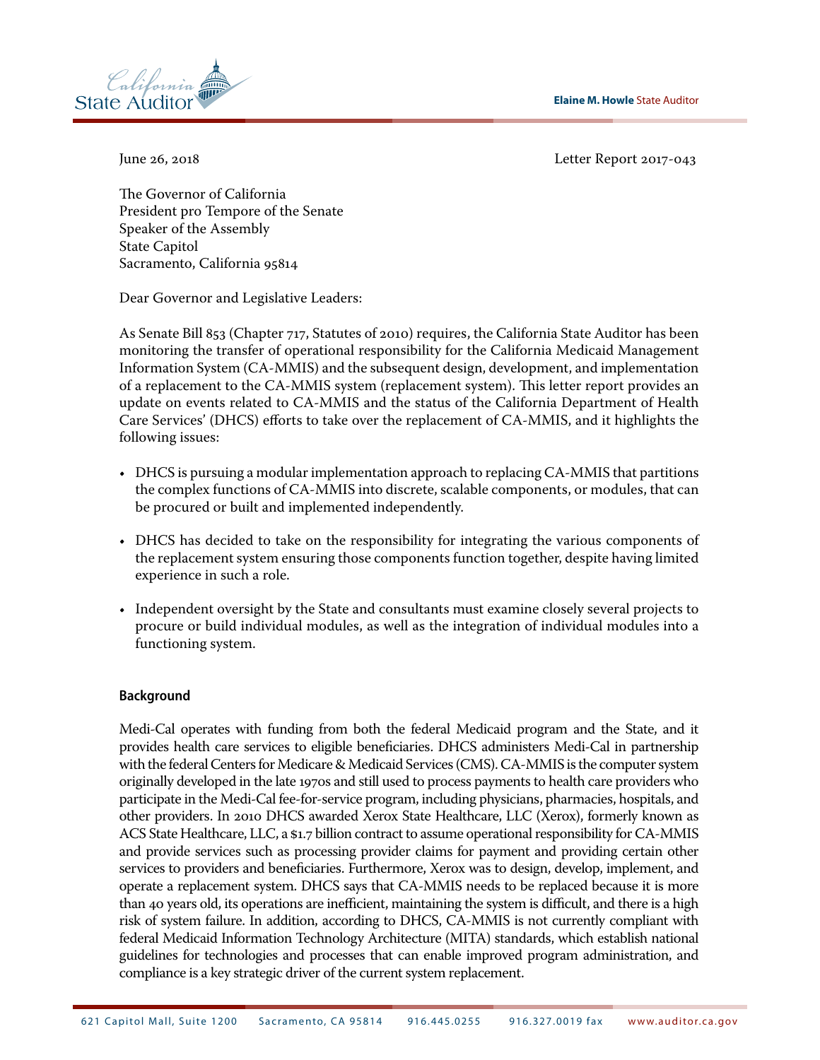Elaine M. Howle State Auditor

June 26, 2018

Letter Report 2017-043

The Governor of California
President pro Tempore of the Senate
Speaker of the Assembly
State Capitol
Sacramento, California 95814

Dear Governor and Legislative Leaders:

As Senate Bill 853 (Chapter 717, Statutes of 2010) requires, the California State Auditor has been monitoring the transfer of operational responsibility for the California Medicaid Management Information System (CA-MMIS) and the subsequent design, development, and implementation of a replacement to the CA-MMIS system (replacement system). This letter report provides an update on events related to CA-MMIS and the status of the California Department of Health Care Services' (DHCS) efforts to take over the replacement of CA-MMIS, and it highlights the following issues:

- DHCS is pursuing a modular implementation approach to replacing CA-MMIS that partitions the complex functions of CA-MMIS into discrete, scalable components, or modules, that can be procured or built and implemented independently.
- DHCS has decided to take on the responsibility for integrating the various components of the replacement system ensuring those components function together, despite having limited experience in such a role.
- Independent oversight by the State and consultants must examine closely several projects to procure or build individual modules, as well as the integration of individual modules into a functioning system.

#### Background

Medi-Cal operates with funding from both the federal Medicaid program and the State, and it provides health care services to eligible beneficiaries. DHCS administers Medi-Cal in partnership with the federal Centers for Medicare & Medicaid Services (CMS). CA-MMIS is the computer system originally developed in the late 1970s and still used to process payments to health care providers who participate in the Medi-Cal fee-for-service program, including physicians, pharmacies, hospitals, and other providers. In 2010 DHCS awarded Xerox State Healthcare, LLC (Xerox), formerly known as ACS State Healthcare, LLC, a $1.7 billion contract to assume operational responsibility for CA-MMIS and provide services such as processing provider claims for payment and providing certain other services to providers and beneficiaries. Furthermore, Xerox was to design, develop, implement, and operate a replacement system. DHCS says that CA-MMIS needs to be replaced because it is more than 40 years old, its operations are inefficient, maintaining the system is difficult, and there is a high risk of system failure. In addition, according to DHCS, CA-MMIS is not currently compliant with federal Medicaid Information Technology Architecture (MITA) standards, which establish national guidelines for technologies and processes that can enable improved program administration, and compliance is a key strategic driver of the current system replacement.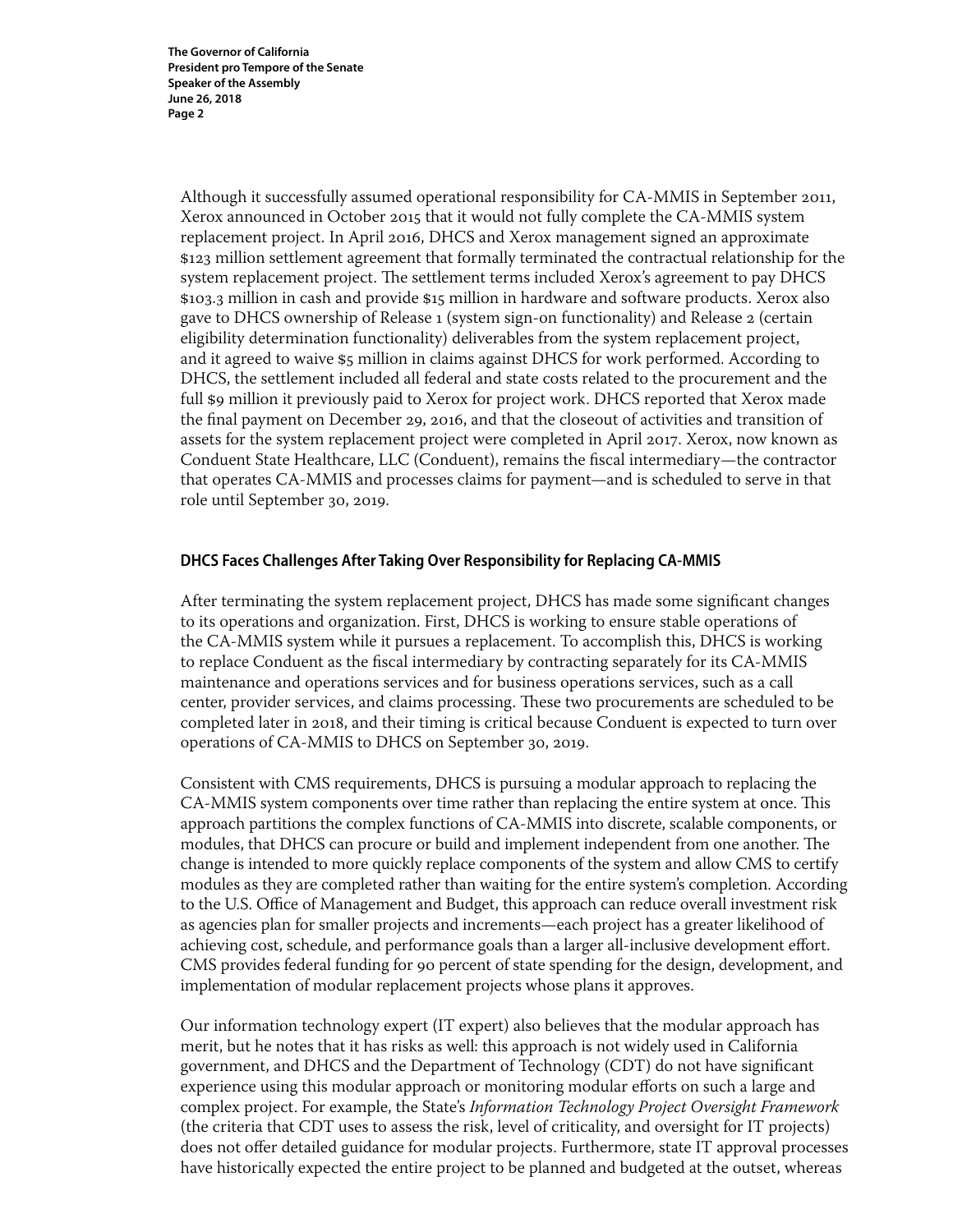Although it successfully assumed operational responsibility for CA‑MMIS in September 2011, Xerox announced in October 2015 that it would not fully complete the CA‑MMIS system replacement project. In April 2016, DHCS and Xerox management signed an approximate $123 million settlement agreement that formally terminated the contractual relationship for the system replacement project. The settlement terms included Xerox's agreement to pay DHCS $103.3 million in cash and provide $15 million in hardware and software products. Xerox also gave to DHCS ownership of Release 1 (system sign‑on functionality) and Release 2 (certain eligibility determination functionality) deliverables from the system replacement project, and it agreed to waive $5 million in claims against DHCS for work performed. According to DHCS, the settlement included all federal and state costs related to the procurement and the full $9 million it previously paid to Xerox for project work. DHCS reported that Xerox made the final payment on December 29, 2016, and that the closeout of activities and transition of assets for the system replacement project were completed in April 2017. Xerox, now known as Conduent State Healthcare, LLC (Conduent), remains the fiscal intermediary—the contractor that operates CA‑MMIS and processes claims for payment—and is scheduled to serve in that role until September 30, 2019.

## DHCS Faces Challenges After Taking Over Responsibility for Replacing CA‑MMIS

After terminating the system replacement project, DHCS has made some significant changes to its operations and organization. First, DHCS is working to ensure stable operations of the CA‑MMIS system while it pursues a replacement. To accomplish this, DHCS is working to replace Conduent as the fiscal intermediary by contracting separately for its CA‑MMIS maintenance and operations services and for business operations services, such as a call center, provider services, and claims processing. These two procurements are scheduled to be completed later in 2018, and their timing is critical because Conduent is expected to turn over operations of CA‑MMIS to DHCS on September 30, 2019.

Consistent with CMS requirements, DHCS is pursuing a modular approach to replacing the CA‑MMIS system components over time rather than replacing the entire system at once. This approach partitions the complex functions of CA‑MMIS into discrete, scalable components, or modules, that DHCS can procure or build and implement independent from one another. The change is intended to more quickly replace components of the system and allow CMS to certify modules as they are completed rather than waiting for the entire system's completion. According to the U.S. Office of Management and Budget, this approach can reduce overall investment risk as agencies plan for smaller projects and increments—each project has a greater likelihood of achieving cost, schedule, and performance goals than a larger all‑inclusive development effort. CMS provides federal funding for 90 percent of state spending for the design, development, and implementation of modular replacement projects whose plans it approves.

Our information technology expert (IT expert) also believes that the modular approach has merit, but he notes that it has risks as well: this approach is not widely used in California government, and DHCS and the Department of Technology (CDT) do not have significant experience using this modular approach or monitoring modular efforts on such a large and complex project. For example, the State's *Information Technology Project Oversight Framework* (the criteria that CDT uses to assess the risk, level of criticality, and oversight for IT projects) does not offer detailed guidance for modular projects. Furthermore, state IT approval processes have historically expected the entire project to be planned and budgeted at the outset, whereas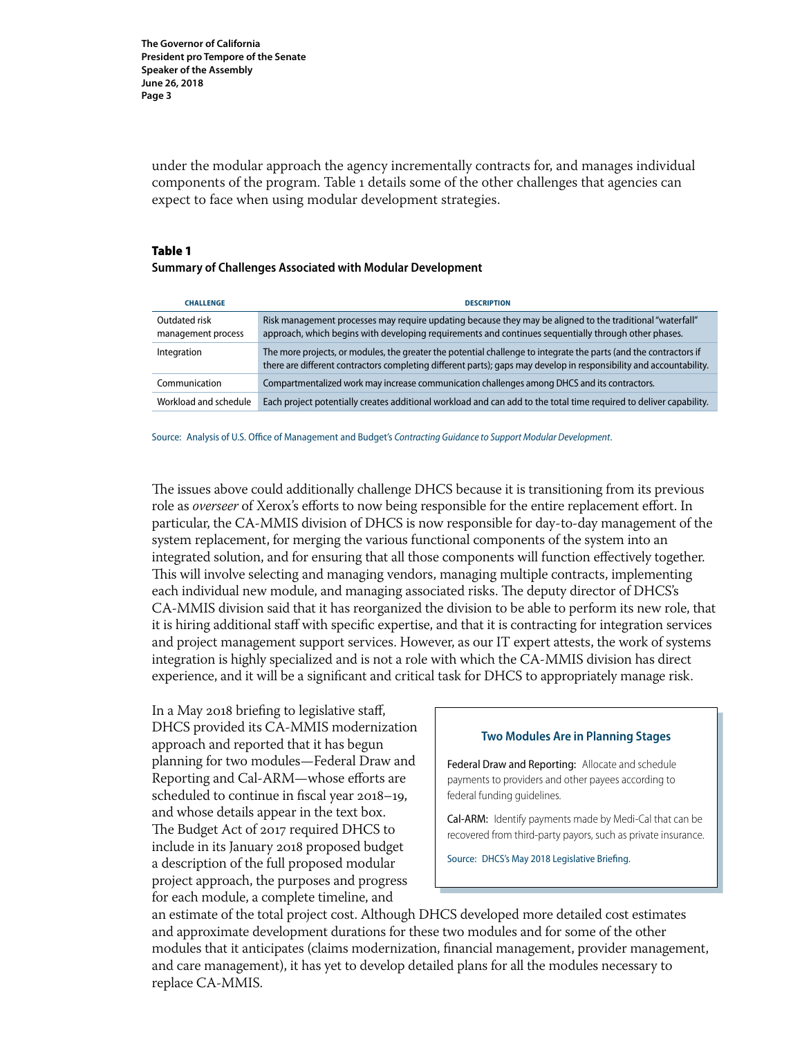under the modular approach the agency incrementally contracts for, and manages individual components of the program. Table 1 details some of the other challenges that agencies can expect to face when using modular development strategies.

**Table 1**
**Summary of Challenges Associated with Modular Development**

| CHALLENGE | DESCRIPTION |
|---|---|
| Outdated risk management process | Risk management processes may require updating because they may be aligned to the traditional "waterfall" approach, which begins with developing requirements and continues sequentially through other phases. |
| Integration | The more projects, or modules, the greater the potential challenge to integrate the parts (and the contractors if there are different contractors completing different parts); gaps may develop in responsibility and accountability. |
| Communication | Compartmentalized work may increase communication challenges among DHCS and its contractors. |
| Workload and schedule | Each project potentially creates additional workload and can add to the total time required to deliver capability. |

Source: Analysis of U.S. Office of Management and Budget's *Contracting Guidance to Support Modular Development*.

The issues above could additionally challenge DHCS because it is transitioning from its previous role as *overseer* of Xerox's efforts to now being responsible for the entire replacement effort. In particular, the CA-MMIS division of DHCS is now responsible for day-to-day management of the system replacement, for merging the various functional components of the system into an integrated solution, and for ensuring that all those components will function effectively together. This will involve selecting and managing vendors, managing multiple contracts, implementing each individual new module, and managing associated risks. The deputy director of DHCS's CA-MMIS division said that it has reorganized the division to be able to perform its new role, that it is hiring additional staff with specific expertise, and that it is contracting for integration services and project management support services. However, as our IT expert attests, the work of systems integration is highly specialized and is not a role with which the CA-MMIS division has direct experience, and it will be a significant and critical task for DHCS to appropriately manage risk.

In a May 2018 briefing to legislative staff, DHCS provided its CA-MMIS modernization approach and reported that it has begun planning for two modules—Federal Draw and Reporting and Cal-ARM—whose efforts are scheduled to continue in fiscal year 2018–19, and whose details appear in the text box. The Budget Act of 2017 required DHCS to include in its January 2018 proposed budget a description of the full proposed modular project approach, the purposes and progress for each module, a complete timeline, and an estimate of the total project cost. Although DHCS developed more detailed cost estimates and approximate development durations for these two modules and for some of the other modules that it anticipates (claims modernization, financial management, provider management, and care management), it has yet to develop detailed plans for all the modules necessary to replace CA-MMIS.

> **Two Modules Are in Planning Stages**
>
> Federal Draw and Reporting: Allocate and schedule payments to providers and other payees according to federal funding guidelines.
>
> Cal-ARM: Identify payments made by Medi-Cal that can be recovered from third-party payors, such as private insurance.
>
> Source: DHCS's May 2018 Legislative Briefing.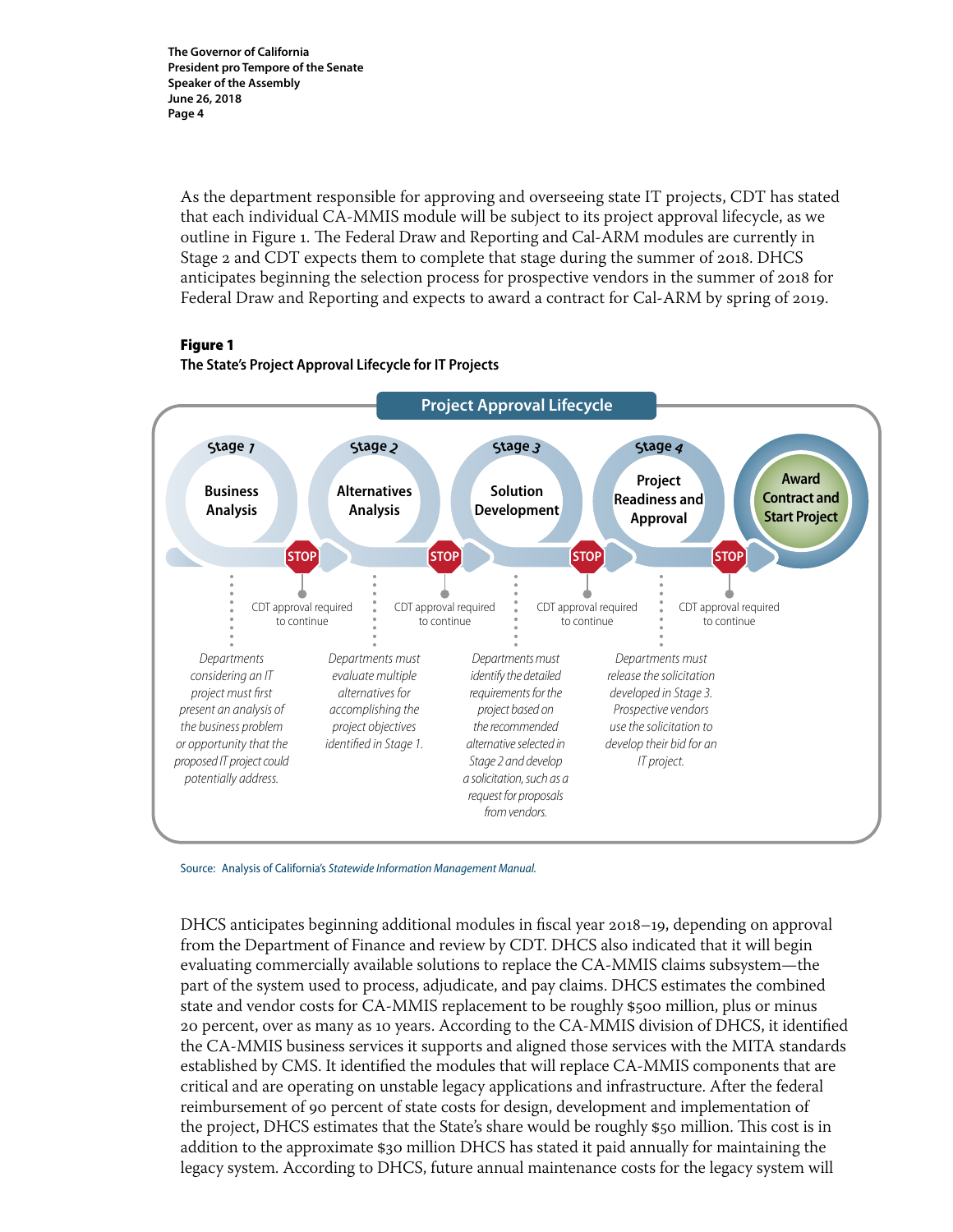As the department responsible for approving and overseeing state IT projects, CDT has stated that each individual CA-MMIS module will be subject to its project approval lifecycle, as we outline in Figure 1. The Federal Draw and Reporting and Cal-ARM modules are currently in Stage 2 and CDT expects them to complete that stage during the summer of 2018. DHCS anticipates beginning the selection process for prospective vendors in the summer of 2018 for Federal Draw and Reporting and expects to award a contract for Cal-ARM by spring of 2019.

**Figure 1**
**The State's Project Approval Lifecycle for IT Projects**

**Project Approval Lifecycle**

**Stage 1 – Business Analysis**
*Departments considering an IT project must first present an analysis of the business problem or opportunity that the proposed IT project could potentially address.*

STOP – CDT approval required to continue

**Stage 2 – Alternatives Analysis**
*Departments must evaluate multiple alternatives for accomplishing the project objectives identified in Stage 1.*

STOP – CDT approval required to continue

**Stage 3 – Solution Development**
*Departments must identify the detailed requirements for the project based on the recommended alternative selected in Stage 2 and develop a solicitation, such as a request for proposals from vendors.*

STOP – CDT approval required to continue

**Stage 4 – Project Readiness and Approval**
*Departments must release the solicitation developed in Stage 3. Prospective vendors use the solicitation to develop their bid for an IT project.*

STOP – CDT approval required to continue

**Award Contract and Start Project**

Source: Analysis of California's *Statewide Information Management Manual.*

DHCS anticipates beginning additional modules in fiscal year 2018–19, depending on approval from the Department of Finance and review by CDT. DHCS also indicated that it will begin evaluating commercially available solutions to replace the CA-MMIS claims subsystem—the part of the system used to process, adjudicate, and pay claims. DHCS estimates the combined state and vendor costs for CA-MMIS replacement to be roughly $500 million, plus or minus 20 percent, over as many as 10 years. According to the CA-MMIS division of DHCS, it identified the CA-MMIS business services it supports and aligned those services with the MITA standards established by CMS. It identified the modules that will replace CA-MMIS components that are critical and are operating on unstable legacy applications and infrastructure. After the federal reimbursement of 90 percent of state costs for design, development and implementation of the project, DHCS estimates that the State's share would be roughly $50 million. This cost is in addition to the approximate $30 million DHCS has stated it paid annually for maintaining the legacy system. According to DHCS, future annual maintenance costs for the legacy system will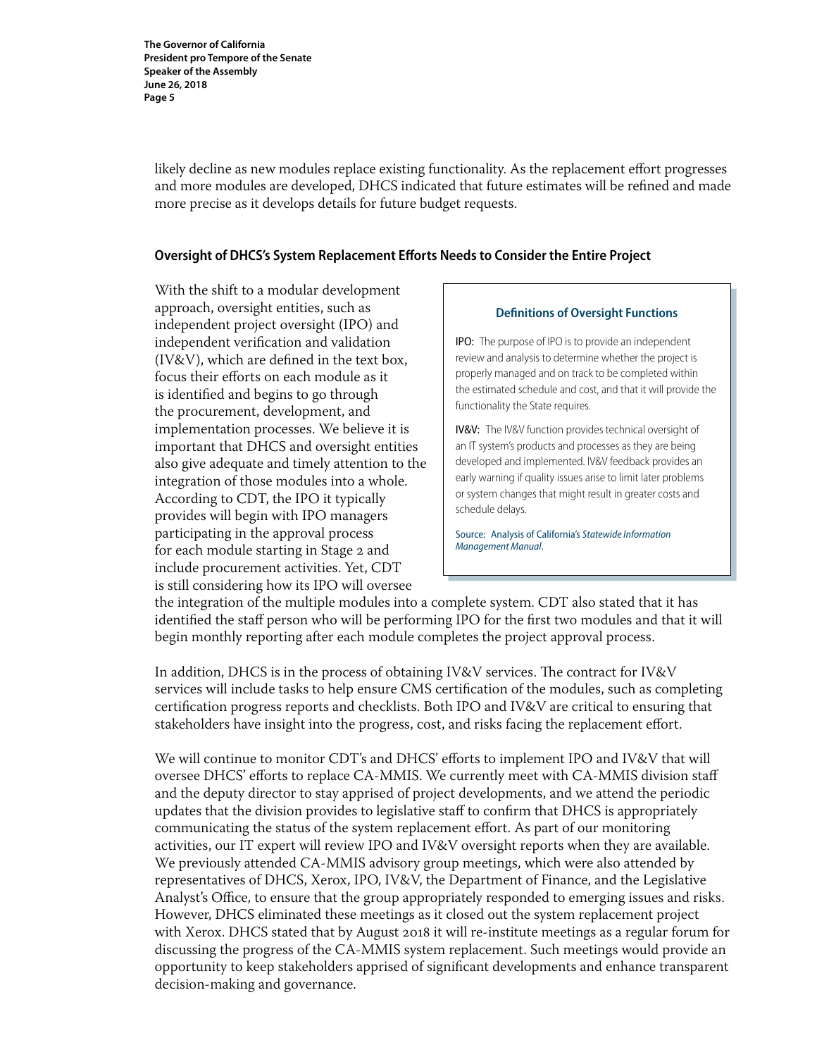likely decline as new modules replace existing functionality. As the replacement effort progresses and more modules are developed, DHCS indicated that future estimates will be refined and made more precise as it develops details for future budget requests.

### Oversight of DHCS's System Replacement Efforts Needs to Consider the Entire Project

With the shift to a modular development approach, oversight entities, such as independent project oversight (IPO) and independent verification and validation (IV&V), which are defined in the text box, focus their efforts on each module as it is identified and begins to go through the procurement, development, and implementation processes. We believe it is important that DHCS and oversight entities also give adequate and timely attention to the integration of those modules into a whole. According to CDT, the IPO it typically provides will begin with IPO managers participating in the approval process for each module starting in Stage 2 and include procurement activities. Yet, CDT is still considering how its IPO will oversee the integration of the multiple modules into a complete system. CDT also stated that it has identified the staff person who will be performing IPO for the first two modules and that it will begin monthly reporting after each module completes the project approval process.

> **Definitions of Oversight Functions**
>
> **IPO:** The purpose of IPO is to provide an independent review and analysis to determine whether the project is properly managed and on track to be completed within the estimated schedule and cost, and that it will provide the functionality the State requires.
>
> **IV&V:** The IV&V function provides technical oversight of an IT system's products and processes as they are being developed and implemented. IV&V feedback provides an early warning if quality issues arise to limit later problems or system changes that might result in greater costs and schedule delays.
>
> Source: Analysis of California's *Statewide Information Management Manual*.

In addition, DHCS is in the process of obtaining IV&V services. The contract for IV&V services will include tasks to help ensure CMS certification of the modules, such as completing certification progress reports and checklists. Both IPO and IV&V are critical to ensuring that stakeholders have insight into the progress, cost, and risks facing the replacement effort.

We will continue to monitor CDT's and DHCS' efforts to implement IPO and IV&V that will oversee DHCS' efforts to replace CA-MMIS. We currently meet with CA-MMIS division staff and the deputy director to stay apprised of project developments, and we attend the periodic updates that the division provides to legislative staff to confirm that DHCS is appropriately communicating the status of the system replacement effort. As part of our monitoring activities, our IT expert will review IPO and IV&V oversight reports when they are available. We previously attended CA-MMIS advisory group meetings, which were also attended by representatives of DHCS, Xerox, IPO, IV&V, the Department of Finance, and the Legislative Analyst's Office, to ensure that the group appropriately responded to emerging issues and risks. However, DHCS eliminated these meetings as it closed out the system replacement project with Xerox. DHCS stated that by August 2018 it will re-institute meetings as a regular forum for discussing the progress of the CA-MMIS system replacement. Such meetings would provide an opportunity to keep stakeholders apprised of significant developments and enhance transparent decision-making and governance.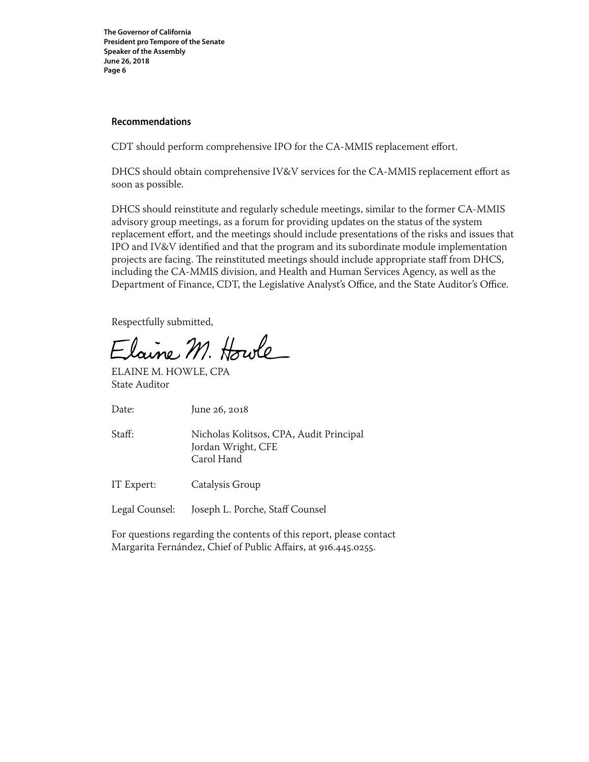## Recommendations

CDT should perform comprehensive IPO for the CA-MMIS replacement effort.

DHCS should obtain comprehensive IV&V services for the CA-MMIS replacement effort as soon as possible.

DHCS should reinstitute and regularly schedule meetings, similar to the former CA-MMIS advisory group meetings, as a forum for providing updates on the status of the system replacement effort, and the meetings should include presentations of the risks and issues that IPO and IV&V identified and that the program and its subordinate module implementation projects are facing. The reinstituted meetings should include appropriate staff from DHCS, including the CA-MMIS division, and Health and Human Services Agency, as well as the Department of Finance, CDT, the Legislative Analyst's Office, and the State Auditor's Office.

Respectfully submitted,

Elaine M. Howle

ELAINE M. HOWLE, CPA
State Auditor

| | |
|---|---|
| Date: | June 26, 2018 |
| Staff: | Nicholas Kolitsos, CPA, Audit Principal<br>Jordan Wright, CFE<br>Carol Hand |
| IT Expert: | Catalysis Group |
| Legal Counsel: | Joseph L. Porche, Staff Counsel |

For questions regarding the contents of this report, please contact Margarita Fernández, Chief of Public Affairs, at 916.445.0255.